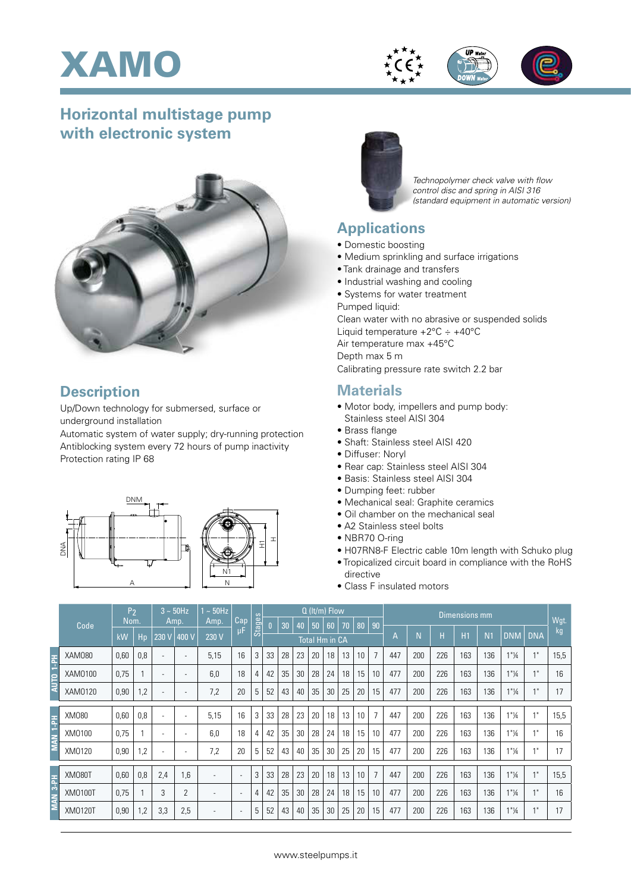# XAMO

## Horizontal multistage pump with electronic system

*Technopolymer check valve with flow control disc and spring in AISI 316 (standard equipment in automatic version)*

## Applications

- Domestic boosting
- Medium sprinkling and surface irrigations
- Tank drainage and transfers
- Industrial washing and cooling
- Systems for water treatment

Pumped liquid:
Clean water with no abrasive or suspended solids
Liquid temperature +2°C ÷ +40°C
Air temperature max +45°C
Depth max 5 m
Calibrating pressure rate switch 2.2 bar

## Description

Up/Down technology for submersed, surface or underground installation
Automatic system of water supply; dry-running protection
Antiblocking system every 72 hours of pump inactivity
Protection rating IP 68

## Materials

- Motor body, impellers and pump body: Stainless steel AISI 304
- Brass flange
- Shaft: Stainless steel AISI 420
- Diffuser: Noryl
- Rear cap: Stainless steel AISI 304
- Basis: Stainless steel AISI 304
- Dumping feet: rubber
- Mechanical seal: Graphite ceramics
- Oil chamber on the mechanical seal
- A2 Stainless steel bolts
- NBR70 O-ring
- H07RN8-F Electric cable 10m length with Schuko plug
- Tropicalized circuit board in compliance with the RoHS directive
- Class F insulated motors

| | Code | $P_2$ Nom. | | 3 ~ 50Hz Amp. | | 1 ~ 50Hz Amp. | Cap µF | Stages | Q (lt/m) Flow | | | | | | | | | Dimensions mm | | | | | | | Wgt. kg |
|---|---|---|---|---|---|---|---|---|---|---|---|---|---|---|---|---|---|---|---|---|---|---|---|---|---|
| | | kW | Hp | 230 V | 400 V | 230 V | | | 0 | 30 | 40 | 50 | 60 | 70 | 80 | 90 | | A | N | H | H1 | N1 | DNM | DNA | |
| | | | | | | | | | Total Hm in CA | | | | | | | | | | | | | | | | |
| AUTO 1-PH | XAM080 | 0,60 | 0,8 | - | - | 5,15 | 16 | 3 | 33 | 28 | 23 | 20 | 18 | 13 | 10 | 7 | | 447 | 200 | 226 | 163 | 136 | 1"¼ | 1" | 15,5 |
| AUTO 1-PH | XAM0100 | 0,75 | 1 | - | - | 6,0 | 18 | 4 | 42 | 35 | 30 | 28 | 24 | 18 | 15 | 10 | | 477 | 200 | 226 | 163 | 136 | 1"¼ | 1" | 16 |
| AUTO 1-PH | XAM0120 | 0,90 | 1,2 | - | - | 7,2 | 20 | 5 | 52 | 43 | 40 | 35 | 30 | 25 | 20 | 15 | | 477 | 200 | 226 | 163 | 136 | 1"¼ | 1" | 17 |
| MAN 1-PH | XM080 | 0,60 | 0,8 | - | - | 5,15 | 16 | 3 | 33 | 28 | 23 | 20 | 18 | 13 | 10 | 7 | | 447 | 200 | 226 | 163 | 136 | 1"¼ | 1" | 15,5 |
| MAN 1-PH | XM0100 | 0,75 | 1 | - | - | 6,0 | 18 | 4 | 42 | 35 | 30 | 28 | 24 | 18 | 15 | 10 | | 477 | 200 | 226 | 163 | 136 | 1"¼ | 1" | 16 |
| MAN 1-PH | XM0120 | 0,90 | 1,2 | - | - | 7,2 | 20 | 5 | 52 | 43 | 40 | 35 | 30 | 25 | 20 | 15 | | 477 | 200 | 226 | 163 | 136 | 1"¼ | 1" | 17 |
| MAN 3-PH | XM080T | 0,60 | 0,8 | 2,4 | 1,6 | - | - | 3 | 33 | 28 | 23 | 20 | 18 | 13 | 10 | 7 | | 447 | 200 | 226 | 163 | 136 | 1"¼ | 1" | 15,5 |
| MAN 3-PH | XM0100T | 0,75 | 1 | 3 | 2 | - | - | 4 | 42 | 35 | 30 | 28 | 24 | 18 | 15 | 10 | | 477 | 200 | 226 | 163 | 136 | 1"¼ | 1" | 16 |
| MAN 3-PH | XM0120T | 0,90 | 1,2 | 3,3 | 2,5 | - | - | 5 | 52 | 43 | 40 | 35 | 30 | 25 | 20 | 15 | | 477 | 200 | 226 | 163 | 136 | 1"¼ | 1" | 17 |

www.steelpumps.it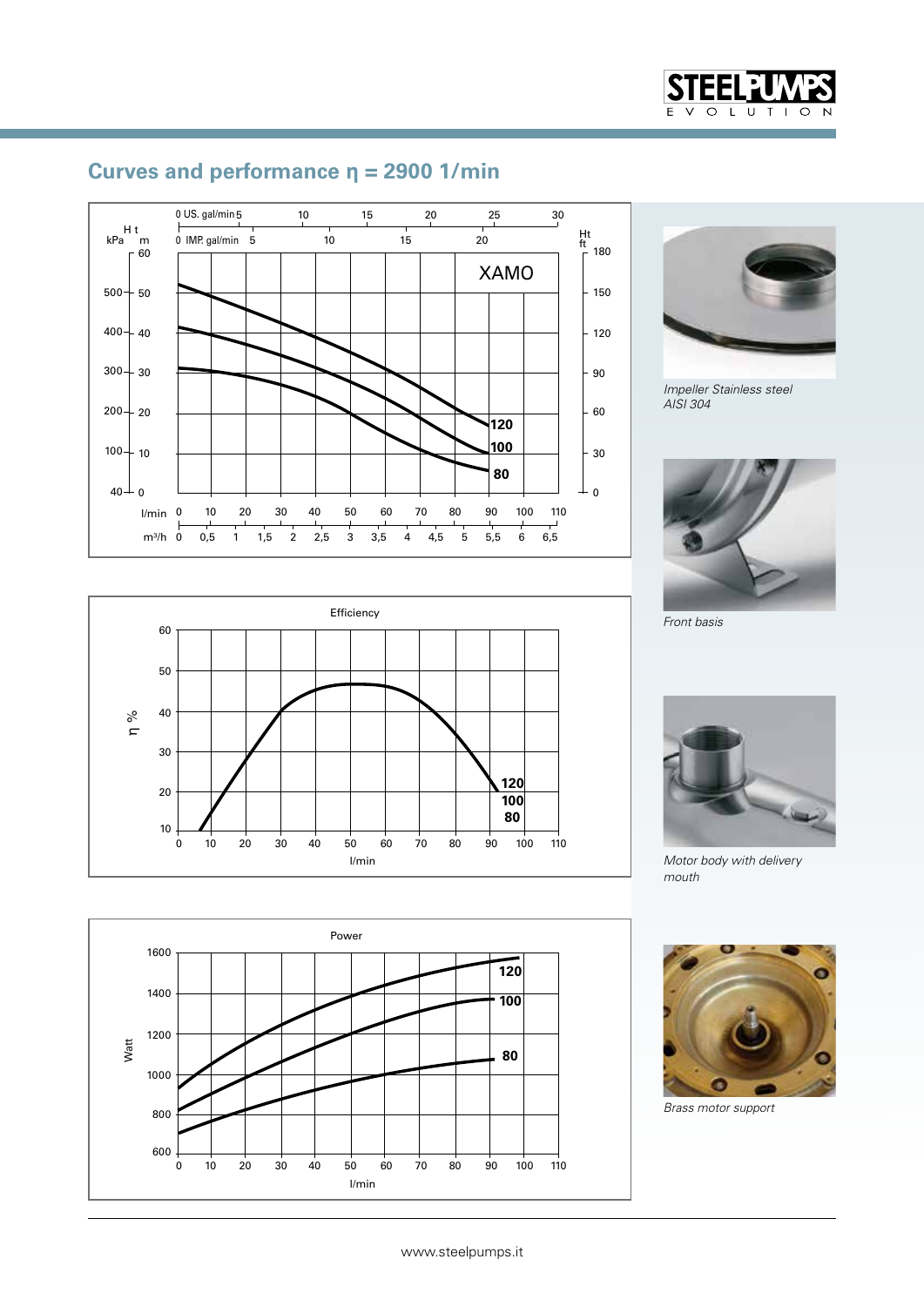## Curves and performance η = 2900 1/min

XAMO

H t
kPa m
500 400 300 200 100 40
60 50 40 30 20 10 0

0 US. gal/min 5 10 15 20 25 30
0 IMP. gal/min 5 10 15 20

Ht
ft
180 150 120 90 60 30 0

120
100
80

l/min 0 10 20 30 40 50 60 70 80 90 100 110
m³/h 0 0,5 1 1,5 2 2,5 3 3,5 4 4,5 5 5,5 6 6,5

Efficiency

η %
60 50 40 30 20 10

120
100
80

0 10 20 30 40 50 60 70 80 90 100 110
l/min

Power

Watt
1600 1400 1200 1000 800 600

120
100
80

0 10 20 30 40 50 60 70 80 90 100 110
l/min

*Impeller Stainless steel AISI 304*

*Front basis*

*Motor body with delivery mouth*

*Brass motor support*

www.steelpumps.it